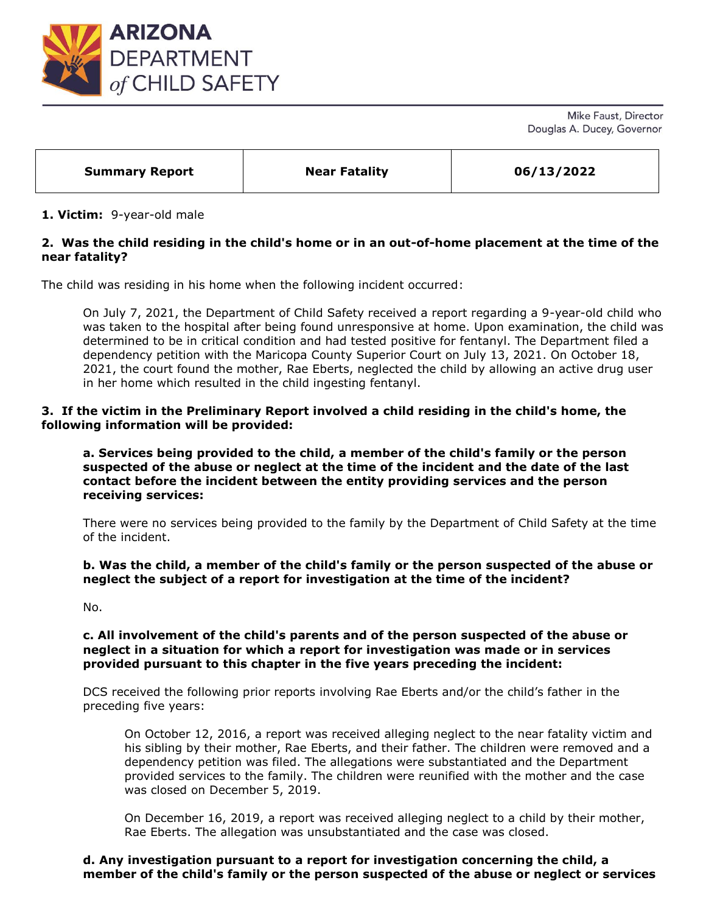# ARIZONA DEPARTMENT of CHILD SAFETY

Mike Faust, Director
Douglas A. Ducey, Governor

| Summary Report | Near Fatality | 06/13/2022 |
|---|---|---|

**1. Victim:** 9-year-old male

**2. Was the child residing in the child's home or in an out-of-home placement at the time of the near fatality?**

The child was residing in his home when the following incident occurred:

> On July 7, 2021, the Department of Child Safety received a report regarding a 9-year-old child who was taken to the hospital after being found unresponsive at home. Upon examination, the child was determined to be in critical condition and had tested positive for fentanyl. The Department filed a dependency petition with the Maricopa County Superior Court on July 13, 2021. On October 18, 2021, the court found the mother, Rae Eberts, neglected the child by allowing an active drug user in her home which resulted in the child ingesting fentanyl.

**3. If the victim in the Preliminary Report involved a child residing in the child's home, the following information will be provided:**

**a. Services being provided to the child, a member of the child's family or the person suspected of the abuse or neglect at the time of the incident and the date of the last contact before the incident between the entity providing services and the person receiving services:**

There were no services being provided to the family by the Department of Child Safety at the time of the incident.

**b. Was the child, a member of the child's family or the person suspected of the abuse or neglect the subject of a report for investigation at the time of the incident?**

No.

**c. All involvement of the child's parents and of the person suspected of the abuse or neglect in a situation for which a report for investigation was made or in services provided pursuant to this chapter in the five years preceding the incident:**

DCS received the following prior reports involving Rae Eberts and/or the child's father in the preceding five years:

> On October 12, 2016, a report was received alleging neglect to the near fatality victim and his sibling by their mother, Rae Eberts, and their father. The children were removed and a dependency petition was filed. The allegations were substantiated and the Department provided services to the family. The children were reunified with the mother and the case was closed on December 5, 2019.
>
> On December 16, 2019, a report was received alleging neglect to a child by their mother, Rae Eberts. The allegation was unsubstantiated and the case was closed.

**d. Any investigation pursuant to a report for investigation concerning the child, a member of the child's family or the person suspected of the abuse or neglect or services**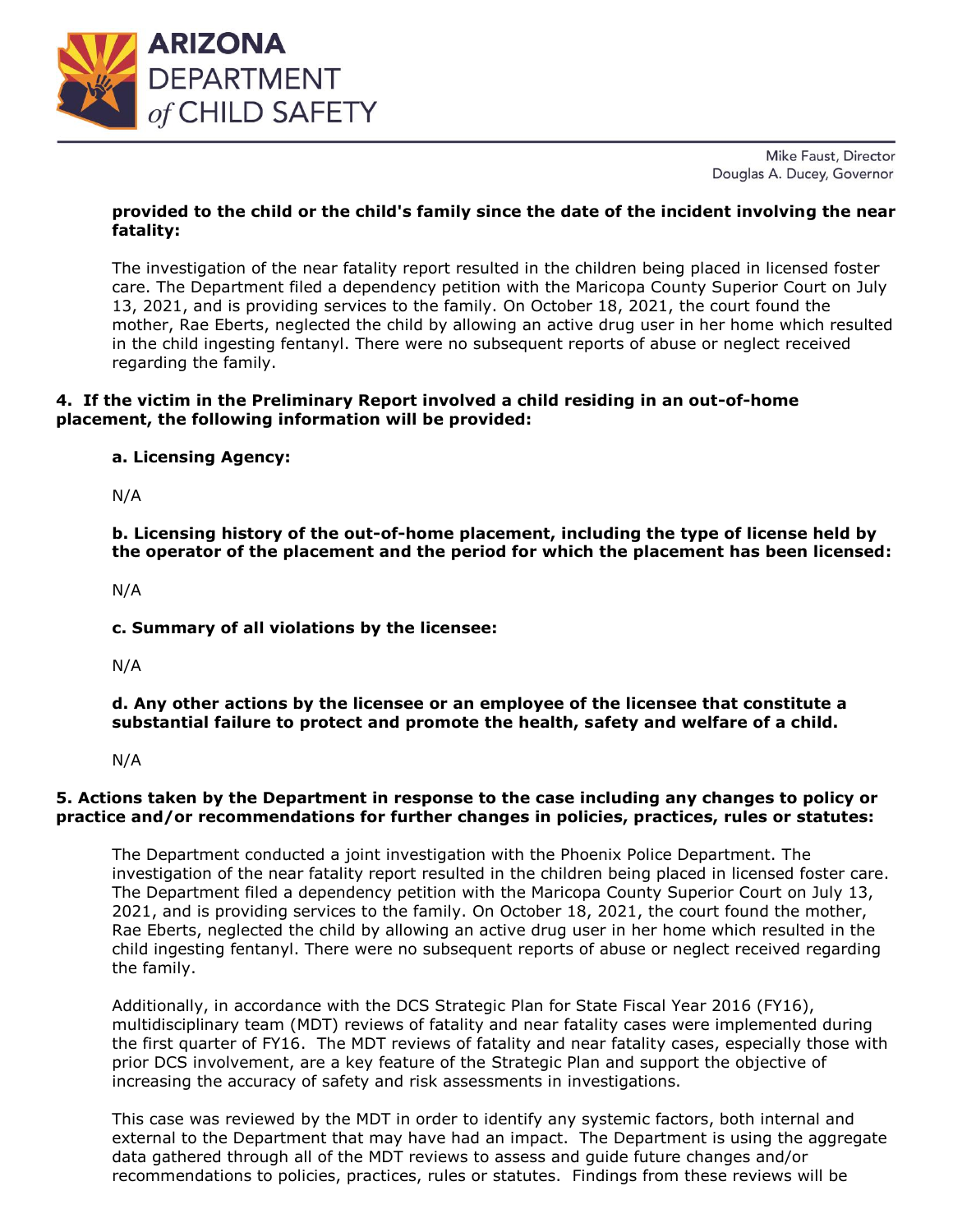**provided to the child or the child's family since the date of the incident involving the near fatality:**

The investigation of the near fatality report resulted in the children being placed in licensed foster care. The Department filed a dependency petition with the Maricopa County Superior Court on July 13, 2021, and is providing services to the family. On October 18, 2021, the court found the mother, Rae Eberts, neglected the child by allowing an active drug user in her home which resulted in the child ingesting fentanyl. There were no subsequent reports of abuse or neglect received regarding the family.

**4. If the victim in the Preliminary Report involved a child residing in an out-of-home placement, the following information will be provided:**

**a. Licensing Agency:**

N/A

**b. Licensing history of the out-of-home placement, including the type of license held by the operator of the placement and the period for which the placement has been licensed:**

N/A

**c. Summary of all violations by the licensee:**

N/A

**d. Any other actions by the licensee or an employee of the licensee that constitute a substantial failure to protect and promote the health, safety and welfare of a child.**

N/A

**5. Actions taken by the Department in response to the case including any changes to policy or practice and/or recommendations for further changes in policies, practices, rules or statutes:**

The Department conducted a joint investigation with the Phoenix Police Department. The investigation of the near fatality report resulted in the children being placed in licensed foster care. The Department filed a dependency petition with the Maricopa County Superior Court on July 13, 2021, and is providing services to the family. On October 18, 2021, the court found the mother, Rae Eberts, neglected the child by allowing an active drug user in her home which resulted in the child ingesting fentanyl. There were no subsequent reports of abuse or neglect received regarding the family.

Additionally, in accordance with the DCS Strategic Plan for State Fiscal Year 2016 (FY16), multidisciplinary team (MDT) reviews of fatality and near fatality cases were implemented during the first quarter of FY16. The MDT reviews of fatality and near fatality cases, especially those with prior DCS involvement, are a key feature of the Strategic Plan and support the objective of increasing the accuracy of safety and risk assessments in investigations.

This case was reviewed by the MDT in order to identify any systemic factors, both internal and external to the Department that may have had an impact. The Department is using the aggregate data gathered through all of the MDT reviews to assess and guide future changes and/or recommendations to policies, practices, rules or statutes. Findings from these reviews will be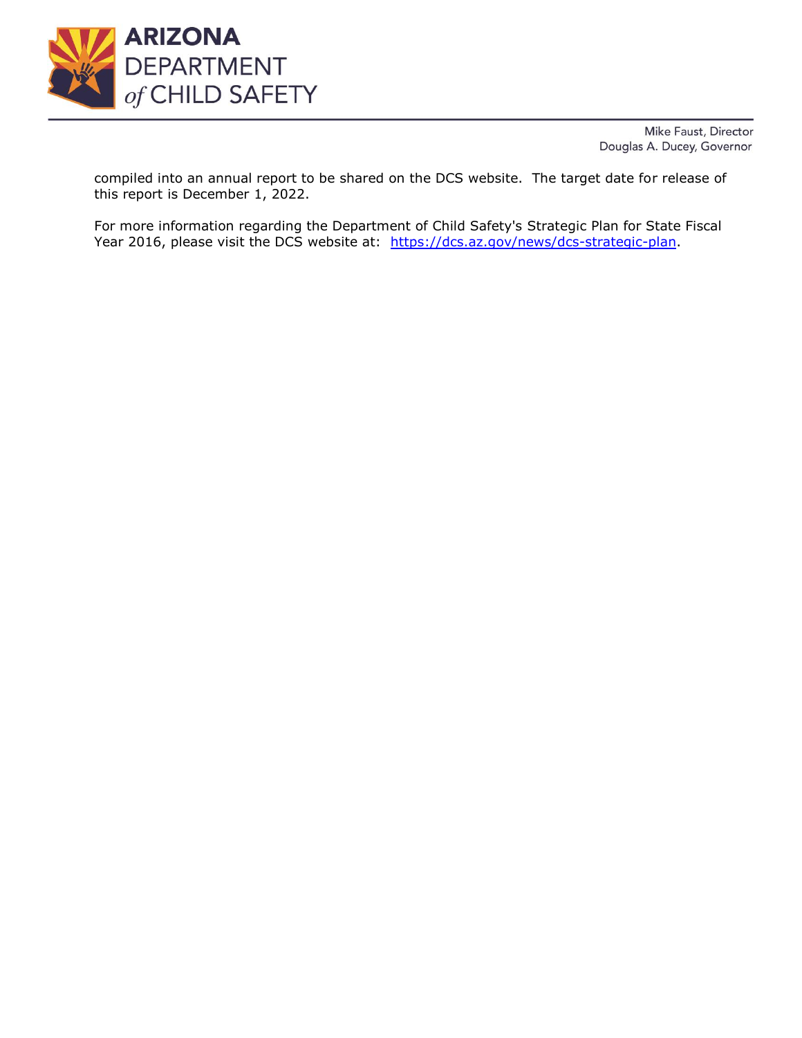compiled into an annual report to be shared on the DCS website. The target date for release of this report is December 1, 2022.

For more information regarding the Department of Child Safety's Strategic Plan for State Fiscal Year 2016, please visit the DCS website at: https://dcs.az.gov/news/dcs-strategic-plan.